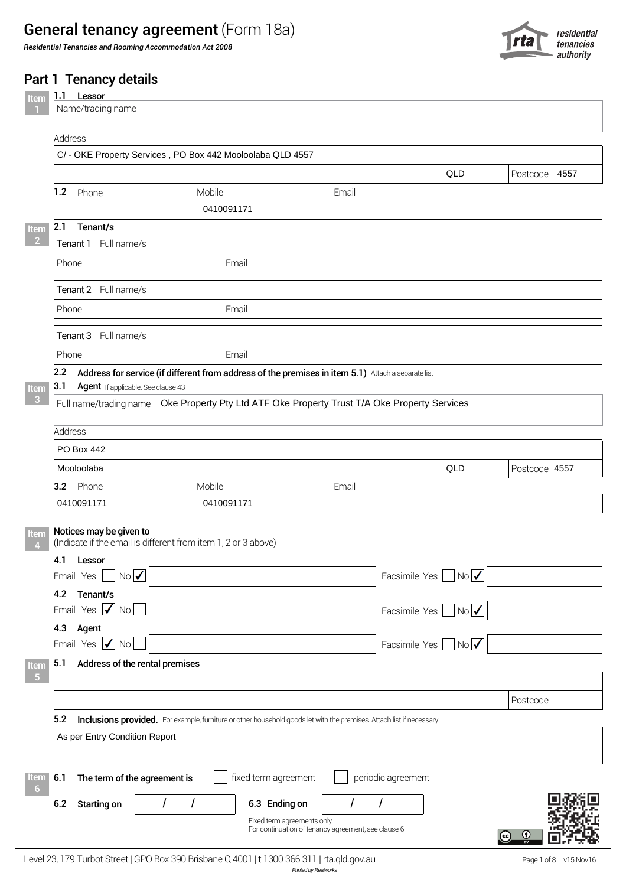# General tenancy agreement (Form 18a)

***Residential Tenancies and Rooming Accommodation Act 2008***

## Part 1 Tenancy details

**Item 1**

**1.1 Lessor**

Name/trading name

Address

C/ - OKE Property Services , PO Box 442 Mooloolaba QLD 4557

QLD Postcode 4557

| 1.2 Phone | Mobile | Email |
|---|---|---|
| | 0410091171 | |

**Item 2**

**2.1 Tenant/s**

| Tenant 1 | Full name/s |
|---|---|
| Phone | Email |

| Tenant 2 | Full name/s |
|---|---|
| Phone | Email |

| Tenant 3 | Full name/s |
|---|---|
| Phone | Email |

**2.2 Address for service (if different from address of the premises in item 5.1)** Attach a separate list

**Item 3**

**3.1 Agent** If applicable. See clause 43

Full name/trading name Oke Property Pty Ltd ATF Oke Property Trust T/A Oke Property Services

Address

PO Box 442

Mooloolaba QLD Postcode 4557

| 3.2 Phone | Mobile | Email |
|---|---|---|
| 0410091171 | 0410091171 | |

**Item 4**

**Notices may be given to**

(Indicate if the email is different from item 1, 2 or 3 above)

**4.1 Lessor**

Email Yes ☐ No ☑ Facsimile Yes ☐ No ☑

**4.2 Tenant/s**

Email Yes ☑ No ☐ Facsimile Yes ☐ No ☑

**4.3 Agent**

Email Yes ☑ No ☐ Facsimile Yes ☐ No ☑

**Item 5**

**5.1 Address of the rental premises**

Postcode

**5.2 Inclusions provided.** For example, furniture or other household goods let with the premises. Attach list if necessary

As per Entry Condition Report

**Item 6**

**6.1 The term of the agreement is** ☐ fixed term agreement ☐ periodic agreement

**6.2 Starting on** / / **6.3 Ending on** / /

Fixed term agreements only.
For continuation of tenancy agreement, see clause 6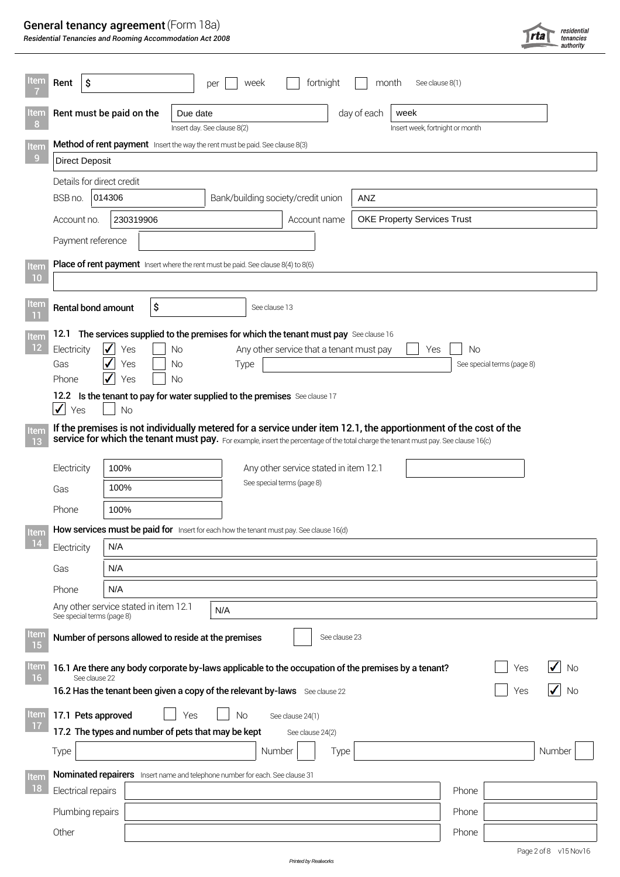# General tenancy agreement (Form 18a)

*Residential Tenancies and Rooming Accommodation Act 2008*

**Item 7** **Rent** $ ______ per ☐ week ☐ fortnight ☐ month See clause 8(1)

**Item 8** **Rent must be paid on the** Due date day of each week

Insert day. See clause 8(2) — Insert week, fortnight or month

**Item 9** **Method of rent payment** Insert the way the rent must be paid. See clause 8(3)

Direct Deposit

Details for direct credit

BSB no. 014306 Bank/building society/credit union ANZ

Account no. 230319906 Account name OKE Property Services Trust

Payment reference

**Item 10** **Place of rent payment** Insert where the rent must be paid. See clause 8(4) to 8(6)

**Item 11** **Rental bond amount** $ See clause 13

**Item 12** **12.1 The services supplied to the premises for which the tenant must pay** See clause 16

| Service | Yes | No |
|---|---|---|
| Electricity | ✓ | ☐ |
| Gas | ✓ | ☐ |
| Phone | ✓ | ☐ |

Any other service that a tenant must pay ☐ Yes ☐ No

Type ______ See special terms (page 8)

**12.2 Is the tenant to pay for water supplied to the premises** See clause 17

✓ Yes ☐ No

**Item 13** **If the premises is not individually metered for a service under item 12.1, the apportionment of the cost of the service for which the tenant must pay.** For example, insert the percentage of the total charge the tenant must pay. See clause 16(c)

| Service | Apportionment |
|---|---|
| Electricity | 100% |
| Gas | 100% |
| Phone | 100% |

Any other service stated in item 12.1 See special terms (page 8)

**Item 14** **How services must be paid for** Insert for each how the tenant must pay. See clause 16(d)

| Service | How paid |
|---|---|
| Electricity | N/A |
| Gas | N/A |
| Phone | N/A |
| Any other service stated in item 12.1 See special terms (page 8) | N/A |

**Item 15** **Number of persons allowed to reside at the premises** ______ See clause 23

**Item 16** **16.1 Are there any body corporate by-laws applicable to the occupation of the premises by a tenant?** See clause 22 ☐ Yes ✓ No

**16.2 Has the tenant been given a copy of the relevant by-laws** See clause 22 ☐ Yes ✓ No

**Item 17** **17.1 Pets approved** ☐ Yes ☐ No See clause 24(1)

**17.2 The types and number of pets that may be kept** See clause 24(2)

Type ______ Number ______ Type ______ Number ______

**Item 18** **Nominated repairers** Insert name and telephone number for each. See clause 31

| Repairs | Name | Phone |
|---|---|---|
| Electrical repairs | | |
| Plumbing repairs | | |
| Other | | |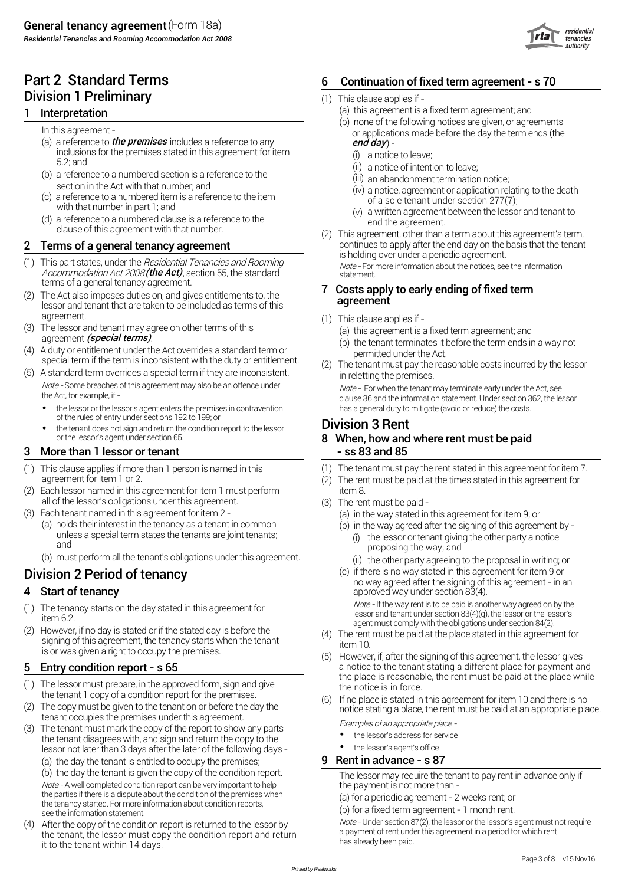# Part 2 Standard Terms

## Division 1 Preliminary

### 1 Interpretation

In this agreement -

(a) a reference to ***the premises*** includes a reference to any inclusions for the premises stated in this agreement for item 5.2; and

(b) a reference to a numbered section is a reference to the section in the Act with that number; and

(c) a reference to a numbered item is a reference to the item with that number in part 1; and

(d) a reference to a numbered clause is a reference to the clause of this agreement with that number.

### 2 Terms of a general tenancy agreement

(1) This part states, under the *Residential Tenancies and Rooming Accommodation Act 2008* ***(the Act)***, section 55, the standard terms of a general tenancy agreement.

(2) The Act also imposes duties on, and gives entitlements to, the lessor and tenant that are taken to be included as terms of this agreement.

(3) The lessor and tenant may agree on other terms of this agreement ***(special terms)***.

(4) A duty or entitlement under the Act overrides a standard term or special term if the term is inconsistent with the duty or entitlement.

(5) A standard term overrides a special term if they are inconsistent.

*Note* - Some breaches of this agreement may also be an offence under the Act, for example, if -

- the lessor or the lessor's agent enters the premises in contravention of the rules of entry under sections 192 to 199; or
- the tenant does not sign and return the condition report to the lessor or the lessor's agent under section 65.

### 3 More than 1 lessor or tenant

(1) This clause applies if more than 1 person is named in this agreement for item 1 or 2.

(2) Each lessor named in this agreement for item 1 must perform all of the lessor's obligations under this agreement.

(3) Each tenant named in this agreement for item 2 -

(a) holds their interest in the tenancy as a tenant in common unless a special term states the tenants are joint tenants; and

(b) must perform all the tenant's obligations under this agreement.

## Division 2 Period of tenancy

### 4 Start of tenancy

(1) The tenancy starts on the day stated in this agreement for item 6.2.

(2) However, if no day is stated or if the stated day is before the signing of this agreement, the tenancy starts when the tenant is or was given a right to occupy the premises.

### 5 Entry condition report - s 65

(1) The lessor must prepare, in the approved form, sign and give the tenant 1 copy of a condition report for the premises.

(2) The copy must be given to the tenant on or before the day the tenant occupies the premises under this agreement.

(3) The tenant must mark the copy of the report to show any parts the tenant disagrees with, and sign and return the copy to the lessor not later than 3 days after the later of the following days -

(a) the day the tenant is entitled to occupy the premises;

(b) the day the tenant is given the copy of the condition report.

*Note* - A well completed condition report can be very important to help the parties if there is a dispute about the condition of the premises when the tenancy started. For more information about condition reports, see the information statement.

(4) After the copy of the condition report is returned to the lessor by the tenant, the lessor must copy the condition report and return it to the tenant within 14 days.

### 6 Continuation of fixed term agreement - s 70

(1) This clause applies if -

(a) this agreement is a fixed term agreement; and

(b) none of the following notices are given, or agreements or applications made before the day the term ends (the ***end day***) -

(i) a notice to leave;

(ii) a notice of intention to leave;

(iii) an abandonment termination notice;

(iv) a notice, agreement or application relating to the death of a sole tenant under section 277(7);

(v) a written agreement between the lessor and tenant to end the agreement.

(2) This agreement, other than a term about this agreement's term, continues to apply after the end day on the basis that the tenant is holding over under a periodic agreement.

*Note* - For more information about the notices, see the information statement.

### 7 Costs apply to early ending of fixed term agreement

(1) This clause applies if -

(a) this agreement is a fixed term agreement; and

(b) the tenant terminates it before the term ends in a way not permitted under the Act.

(2) The tenant must pay the reasonable costs incurred by the lessor in reletting the premises.

*Note* - For when the tenant may terminate early under the Act, see clause 36 and the information statement. Under section 362, the lessor has a general duty to mitigate (avoid or reduce) the costs.

## Division 3 Rent

### 8 When, how and where rent must be paid - ss 83 and 85

(1) The tenant must pay the rent stated in this agreement for item 7.

(2) The rent must be paid at the times stated in this agreement for item 8.

(3) The rent must be paid -

(a) in the way stated in this agreement for item 9; or

(b) in the way agreed after the signing of this agreement by -

(i) the lessor or tenant giving the other party a notice proposing the way; and

(ii) the other party agreeing to the proposal in writing; or

(c) if there is no way stated in this agreement for item 9 or no way agreed after the signing of this agreement - in an approved way under section 83(4).

*Note* - If the way rent is to be paid is another way agreed on by the lessor and tenant under section 83(4)(g), the lessor or the lessor's agent must comply with the obligations under section 84(2).

(4) The rent must be paid at the place stated in this agreement for item 10.

(5) However, if, after the signing of this agreement, the lessor gives a notice to the tenant stating a different place for payment and the place is reasonable, the rent must be paid at the place while the notice is in force.

(6) If no place is stated in this agreement for item 10 and there is no notice stating a place, the rent must be paid at an appropriate place.

*Examples of an appropriate place -*

- the lessor's address for service
- the lessor's agent's office

### 9 Rent in advance - s 87

The lessor may require the tenant to pay rent in advance only if the payment is not more than -

(a) for a periodic agreement - 2 weeks rent; or

(b) for a fixed term agreement - 1 month rent.

*Note* - Under section 87(2), the lessor or the lessor's agent must not require a payment of rent under this agreement in a period for which rent has already been paid.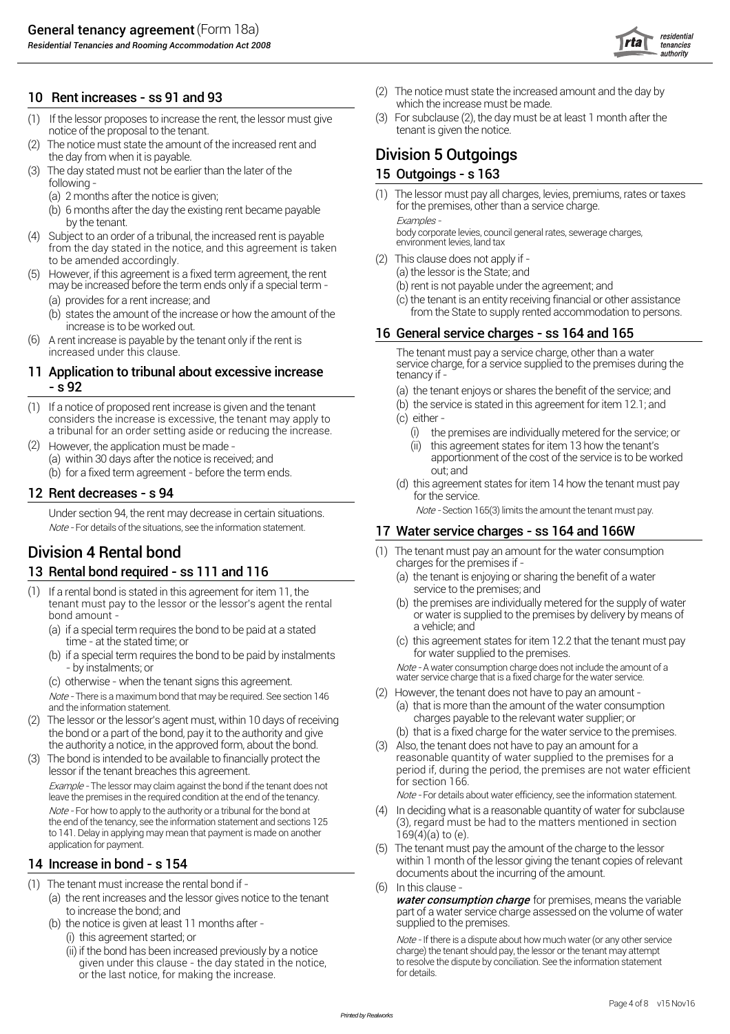## 10 Rent increases - ss 91 and 93

(1) If the lessor proposes to increase the rent, the lessor must give notice of the proposal to the tenant.

(2) The notice must state the amount of the increased rent and the day from when it is payable.

(3) The day stated must not be earlier than the later of the following -
   (a) 2 months after the notice is given;
   (b) 6 months after the day the existing rent became payable by the tenant.

(4) Subject to an order of a tribunal, the increased rent is payable from the day stated in the notice, and this agreement is taken to be amended accordingly.

(5) However, if this agreement is a fixed term agreement, the rent may be increased before the term ends only if a special term -
   (a) provides for a rent increase; and
   (b) states the amount of the increase or how the amount of the increase is to be worked out.

(6) A rent increase is payable by the tenant only if the rent is increased under this clause.

## 11 Application to tribunal about excessive increase - s 92

(1) If a notice of proposed rent increase is given and the tenant considers the increase is excessive, the tenant may apply to a tribunal for an order setting aside or reducing the increase.

(2) However, the application must be made -
   (a) within 30 days after the notice is received; and
   (b) for a fixed term agreement - before the term ends.

## 12 Rent decreases - s 94

Under section 94, the rent may decrease in certain situations.

*Note* - For details of the situations, see the information statement.

# Division 4 Rental bond

## 13 Rental bond required - ss 111 and 116

(1) If a rental bond is stated in this agreement for item 11, the tenant must pay to the lessor or the lessor's agent the rental bond amount -
   (a) if a special term requires the bond to be paid at a stated time - at the stated time; or
   (b) if a special term requires the bond to be paid by instalments - by instalments; or
   (c) otherwise - when the tenant signs this agreement.

*Note* - There is a maximum bond that may be required. See section 146 and the information statement.

(2) The lessor or the lessor's agent must, within 10 days of receiving the bond or a part of the bond, pay it to the authority and give the authority a notice, in the approved form, about the bond.

(3) The bond is intended to be available to financially protect the lessor if the tenant breaches this agreement.

*Example* - The lessor may claim against the bond if the tenant does not leave the premises in the required condition at the end of the tenancy.

*Note* - For how to apply to the authority or a tribunal for the bond at the end of the tenancy, see the information statement and sections 125 to 141. Delay in applying may mean that payment is made on another application for payment.

## 14 Increase in bond - s 154

(1) The tenant must increase the rental bond if -
   (a) the rent increases and the lessor gives notice to the tenant to increase the bond; and
   (b) the notice is given at least 11 months after -
      (i) this agreement started; or
      (ii) if the bond has been increased previously by a notice given under this clause - the day stated in the notice, or the last notice, for making the increase.

(2) The notice must state the increased amount and the day by which the increase must be made.

(3) For subclause (2), the day must be at least 1 month after the tenant is given the notice.

# Division 5 Outgoings

## 15 Outgoings - s 163

(1) The lessor must pay all charges, levies, premiums, rates or taxes for the premises, other than a service charge.

*Examples* -
body corporate levies, council general rates, sewerage charges, environment levies, land tax

(2) This clause does not apply if -
   (a) the lessor is the State; and
   (b) rent is not payable under the agreement; and
   (c) the tenant is an entity receiving financial or other assistance from the State to supply rented accommodation to persons.

## 16 General service charges - ss 164 and 165

The tenant must pay a service charge, other than a water service charge, for a service supplied to the premises during the tenancy if -
   (a) the tenant enjoys or shares the benefit of the service; and
   (b) the service is stated in this agreement for item 12.1; and
   (c) either -
      (i) the premises are individually metered for the service; or
      (ii) this agreement states for item 13 how the tenant's apportionment of the cost of the service is to be worked out; and
   (d) this agreement states for item 14 how the tenant must pay for the service.

*Note* - Section 165(3) limits the amount the tenant must pay.

## 17 Water service charges - ss 164 and 166W

(1) The tenant must pay an amount for the water consumption charges for the premises if -
   (a) the tenant is enjoying or sharing the benefit of a water service to the premises; and
   (b) the premises are individually metered for the supply of water or water is supplied to the premises by delivery by means of a vehicle; and
   (c) this agreement states for item 12.2 that the tenant must pay for water supplied to the premises.

*Note* - A water consumption charge does not include the amount of a water service charge that is a fixed charge for the water service.

(2) However, the tenant does not have to pay an amount -
   (a) that is more than the amount of the water consumption charges payable to the relevant water supplier; or
   (b) that is a fixed charge for the water service to the premises.

(3) Also, the tenant does not have to pay an amount for a reasonable quantity of water supplied to the premises for a period if, during the period, the premises are not water efficient for section 166.

*Note* - For details about water efficiency, see the information statement.

(4) In deciding what is a reasonable quantity of water for subclause (3), regard must be had to the matters mentioned in section 169(4)(a) to (e).

(5) The tenant must pay the amount of the charge to the lessor within 1 month of the lessor giving the tenant copies of relevant documents about the incurring of the amount.

(6) In this clause -

***water consumption charge*** for premises, means the variable part of a water service charge assessed on the volume of water supplied to the premises.

*Note* - If there is a dispute about how much water (or any other service charge) the tenant should pay, the lessor or the tenant may attempt to resolve the dispute by conciliation. See the information statement for details.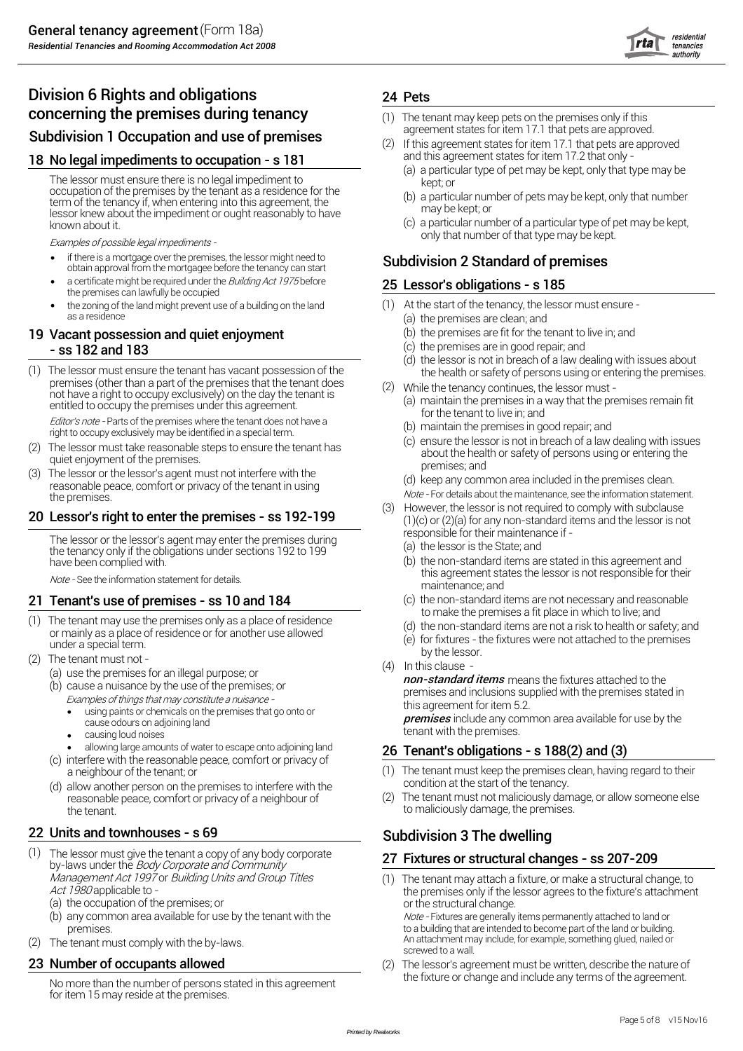# Division 6 Rights and obligations concerning the premises during tenancy

## Subdivision 1 Occupation and use of premises

### 18 No legal impediments to occupation - s 181

The lessor must ensure there is no legal impediment to occupation of the premises by the tenant as a residence for the term of the tenancy if, when entering into this agreement, the lessor knew about the impediment or ought reasonably to have known about it.

*Examples of possible legal impediments -*

- if there is a mortgage over the premises, the lessor might need to obtain approval from the mortgagee before the tenancy can start
- a certificate might be required under the *Building Act 1975* before the premises can lawfully be occupied
- the zoning of the land might prevent use of a building on the land as a residence

### 19 Vacant possession and quiet enjoyment - ss 182 and 183

(1) The lessor must ensure the tenant has vacant possession of the premises (other than a part of the premises that the tenant does not have a right to occupy exclusively) on the day the tenant is entitled to occupy the premises under this agreement.

*Editor's note* - Parts of the premises where the tenant does not have a right to occupy exclusively may be identified in a special term.

(2) The lessor must take reasonable steps to ensure the tenant has quiet enjoyment of the premises.

(3) The lessor or the lessor's agent must not interfere with the reasonable peace, comfort or privacy of the tenant in using the premises.

### 20 Lessor's right to enter the premises - ss 192-199

The lessor or the lessor's agent may enter the premises during the tenancy only if the obligations under sections 192 to 199 have been complied with.

*Note* - See the information statement for details.

### 21 Tenant's use of premises - ss 10 and 184

(1) The tenant may use the premises only as a place of residence or mainly as a place of residence or for another use allowed under a special term.

(2) The tenant must not -

(a) use the premises for an illegal purpose; or

(b) cause a nuisance by the use of the premises; or

*Examples of things that may constitute a nuisance -*

- using paints or chemicals on the premises that go onto or cause odours on adjoining land
- causing loud noises
- allowing large amounts of water to escape onto adjoining land

(c) interfere with the reasonable peace, comfort or privacy of a neighbour of the tenant; or

(d) allow another person on the premises to interfere with the reasonable peace, comfort or privacy of a neighbour of the tenant.

### 22 Units and townhouses - s 69

(1) The lessor must give the tenant a copy of any body corporate by-laws under the *Body Corporate and Community Management Act 1997* or *Building Units and Group Titles Act 1980* applicable to -

(a) the occupation of the premises; or

(b) any common area available for use by the tenant with the premises.

(2) The tenant must comply with the by-laws.

### 23 Number of occupants allowed

No more than the number of persons stated in this agreement for item 15 may reside at the premises.

### 24 Pets

(1) The tenant may keep pets on the premises only if this agreement states for item 17.1 that pets are approved.

(2) If this agreement states for item 17.1 that pets are approved and this agreement states for item 17.2 that only -

(a) a particular type of pet may be kept, only that type may be kept; or

(b) a particular number of pets may be kept, only that number may be kept; or

(c) a particular number of a particular type of pet may be kept, only that number of that type may be kept.

## Subdivision 2 Standard of premises

### 25 Lessor's obligations - s 185

(1) At the start of the tenancy, the lessor must ensure -

(a) the premises are clean; and

(b) the premises are fit for the tenant to live in; and

(c) the premises are in good repair; and

(d) the lessor is not in breach of a law dealing with issues about the health or safety of persons using or entering the premises.

(2) While the tenancy continues, the lessor must -

(a) maintain the premises in a way that the premises remain fit for the tenant to live in; and

(b) maintain the premises in good repair; and

(c) ensure the lessor is not in breach of a law dealing with issues about the health or safety of persons using or entering the premises; and

(d) keep any common area included in the premises clean.

*Note* - For details about the maintenance, see the information statement.

(3) However, the lessor is not required to comply with subclause (1)(c) or (2)(a) for any non-standard items and the lessor is not responsible for their maintenance if -

(a) the lessor is the State; and

(b) the non-standard items are stated in this agreement and this agreement states the lessor is not responsible for their maintenance; and

(c) the non-standard items are not necessary and reasonable to make the premises a fit place in which to live; and

(d) the non-standard items are not a risk to health or safety; and

(e) for fixtures - the fixtures were not attached to the premises by the lessor.

(4) In this clause -

***non-standard items*** means the fixtures attached to the premises and inclusions supplied with the premises stated in this agreement for item 5.2.

***premises*** include any common area available for use by the tenant with the premises.

### 26 Tenant's obligations - s 188(2) and (3)

(1) The tenant must keep the premises clean, having regard to their condition at the start of the tenancy.

(2) The tenant must not maliciously damage, or allow someone else to maliciously damage, the premises.

## Subdivision 3 The dwelling

### 27 Fixtures or structural changes - ss 207-209

(1) The tenant may attach a fixture, or make a structural change, to the premises only if the lessor agrees to the fixture's attachment or the structural change.

*Note* - Fixtures are generally items permanently attached to land or to a building that are intended to become part of the land or building. An attachment may include, for example, something glued, nailed or screwed to a wall.

(2) The lessor's agreement must be written, describe the nature of the fixture or change and include any terms of the agreement.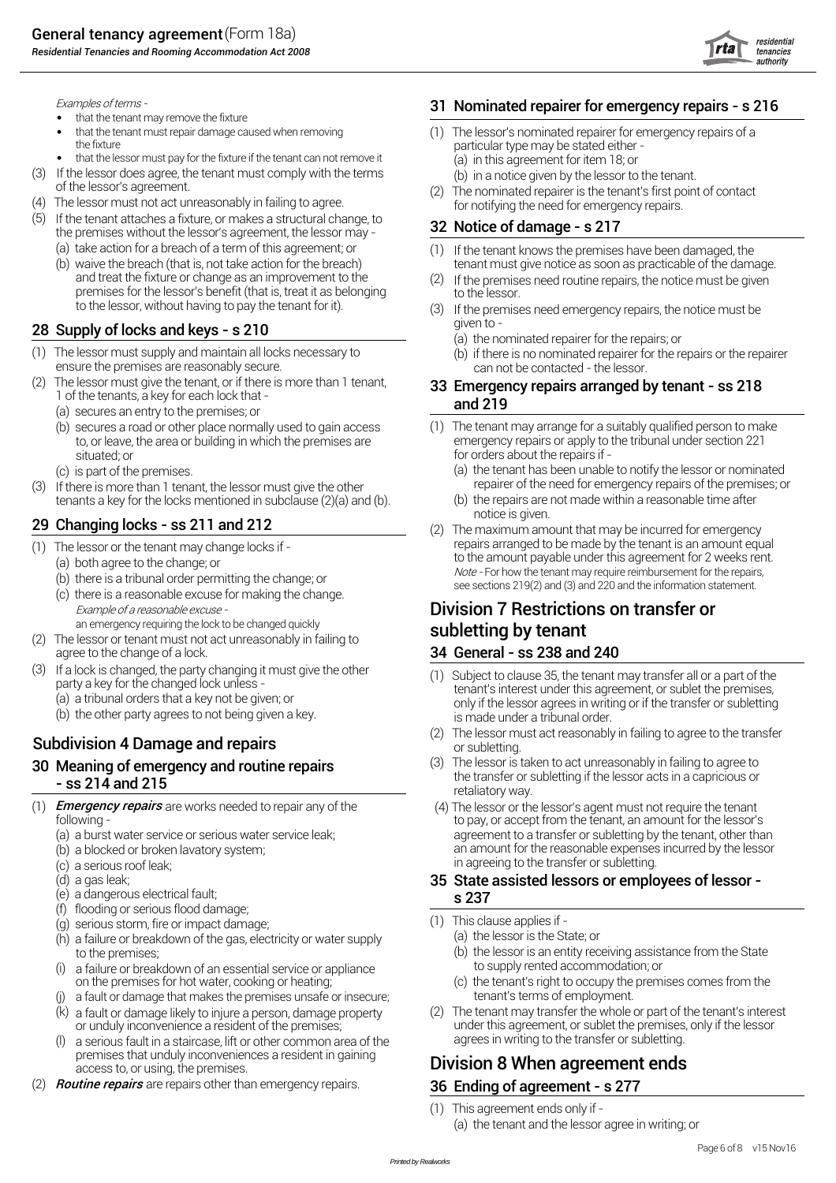*Examples of terms -*

- that the tenant may remove the fixture
- that the tenant must repair damage caused when removing the fixture
- that the lessor must pay for the fixture if the tenant can not remove it

(3) If the lessor does agree, the tenant must comply with the terms of the lessor's agreement.

(4) The lessor must not act unreasonably in failing to agree.

(5) If the tenant attaches a fixture, or makes a structural change, to the premises without the lessor's agreement, the lessor may -

(a) take action for a breach of a term of this agreement; or

(b) waive the breach (that is, not take action for the breach) and treat the fixture or change as an improvement to the premises for the lessor's benefit (that is, treat it as belonging to the lessor, without having to pay the tenant for it).

## 28 Supply of locks and keys - s 210

(1) The lessor must supply and maintain all locks necessary to ensure the premises are reasonably secure.

(2) The lessor must give the tenant, or if there is more than 1 tenant, 1 of the tenants, a key for each lock that -

(a) secures an entry to the premises; or

(b) secures a road or other place normally used to gain access to, or leave, the area or building in which the premises are situated; or

(c) is part of the premises.

(3) If there is more than 1 tenant, the lessor must give the other tenants a key for the locks mentioned in subclause (2)(a) and (b).

## 29 Changing locks - ss 211 and 212

(1) The lessor or the tenant may change locks if -

(a) both agree to the change; or

(b) there is a tribunal order permitting the change; or

(c) there is a reasonable excuse for making the change.

*Example of a reasonable excuse -*
an emergency requiring the lock to be changed quickly

(2) The lessor or tenant must not act unreasonably in failing to agree to the change of a lock.

(3) If a lock is changed, the party changing it must give the other party a key for the changed lock unless -

(a) a tribunal orders that a key not be given; or

(b) the other party agrees to not being given a key.

## Subdivision 4 Damage and repairs

## 30 Meaning of emergency and routine repairs - ss 214 and 215

(1) ***Emergency repairs*** are works needed to repair any of the following -

(a) a burst water service or serious water service leak;

(b) a blocked or broken lavatory system;

(c) a serious roof leak;

(d) a gas leak;

(e) a dangerous electrical fault;

(f) flooding or serious flood damage;

(g) serious storm, fire or impact damage;

(h) a failure or breakdown of the gas, electricity or water supply to the premises;

(i) a failure or breakdown of an essential service or appliance on the premises for hot water, cooking or heating;

(j) a fault or damage that makes the premises unsafe or insecure;

(k) a fault or damage likely to injure a person, damage property or unduly inconvenience a resident of the premises;

(l) a serious fault in a staircase, lift or other common area of the premises that unduly inconveniences a resident in gaining access to, or using, the premises.

(2) ***Routine repairs*** are repairs other than emergency repairs.

## 31 Nominated repairer for emergency repairs - s 216

(1) The lessor's nominated repairer for emergency repairs of a particular type may be stated either -

(a) in this agreement for item 18; or

(b) in a notice given by the lessor to the tenant.

(2) The nominated repairer is the tenant's first point of contact for notifying the need for emergency repairs.

## 32 Notice of damage - s 217

(1) If the tenant knows the premises have been damaged, the tenant must give notice as soon as practicable of the damage.

(2) If the premises need routine repairs, the notice must be given to the lessor.

(3) If the premises need emergency repairs, the notice must be given to -

(a) the nominated repairer for the repairs; or

(b) if there is no nominated repairer for the repairs or the repairer can not be contacted - the lessor.

## 33 Emergency repairs arranged by tenant - ss 218 and 219

(1) The tenant may arrange for a suitably qualified person to make emergency repairs or apply to the tribunal under section 221 for orders about the repairs if -

(a) the tenant has been unable to notify the lessor or nominated repairer of the need for emergency repairs of the premises; or

(b) the repairs are not made within a reasonable time after notice is given.

(2) The maximum amount that may be incurred for emergency repairs arranged to be made by the tenant is an amount equal to the amount payable under this agreement for 2 weeks rent.

*Note - For how the tenant may require reimbursement for the repairs, see sections 219(2) and (3) and 220 and the information statement.*

# Division 7 Restrictions on transfer or subletting by tenant

## 34 General - ss 238 and 240

(1) Subject to clause 35, the tenant may transfer all or a part of the tenant's interest under this agreement, or sublet the premises, only if the lessor agrees in writing or if the transfer or subletting is made under a tribunal order.

(2) The lessor must act reasonably in failing to agree to the transfer or subletting.

(3) The lessor is taken to act unreasonably in failing to agree to the transfer or subletting if the lessor acts in a capricious or retaliatory way.

(4) The lessor or the lessor's agent must not require the tenant to pay, or accept from the tenant, an amount for the lessor's agreement to a transfer or subletting by the tenant, other than an amount for the reasonable expenses incurred by the lessor in agreeing to the transfer or subletting.

## 35 State assisted lessors or employees of lessor - s 237

(1) This clause applies if -

(a) the lessor is the State; or

(b) the lessor is an entity receiving assistance from the State to supply rented accommodation; or

(c) the tenant's right to occupy the premises comes from the tenant's terms of employment.

(2) The tenant may transfer the whole or part of the tenant's interest under this agreement, or sublet the premises, only if the lessor agrees in writing to the transfer or subletting.

# Division 8 When agreement ends

## 36 Ending of agreement - s 277

(1) This agreement ends only if -

(a) the tenant and the lessor agree in writing; or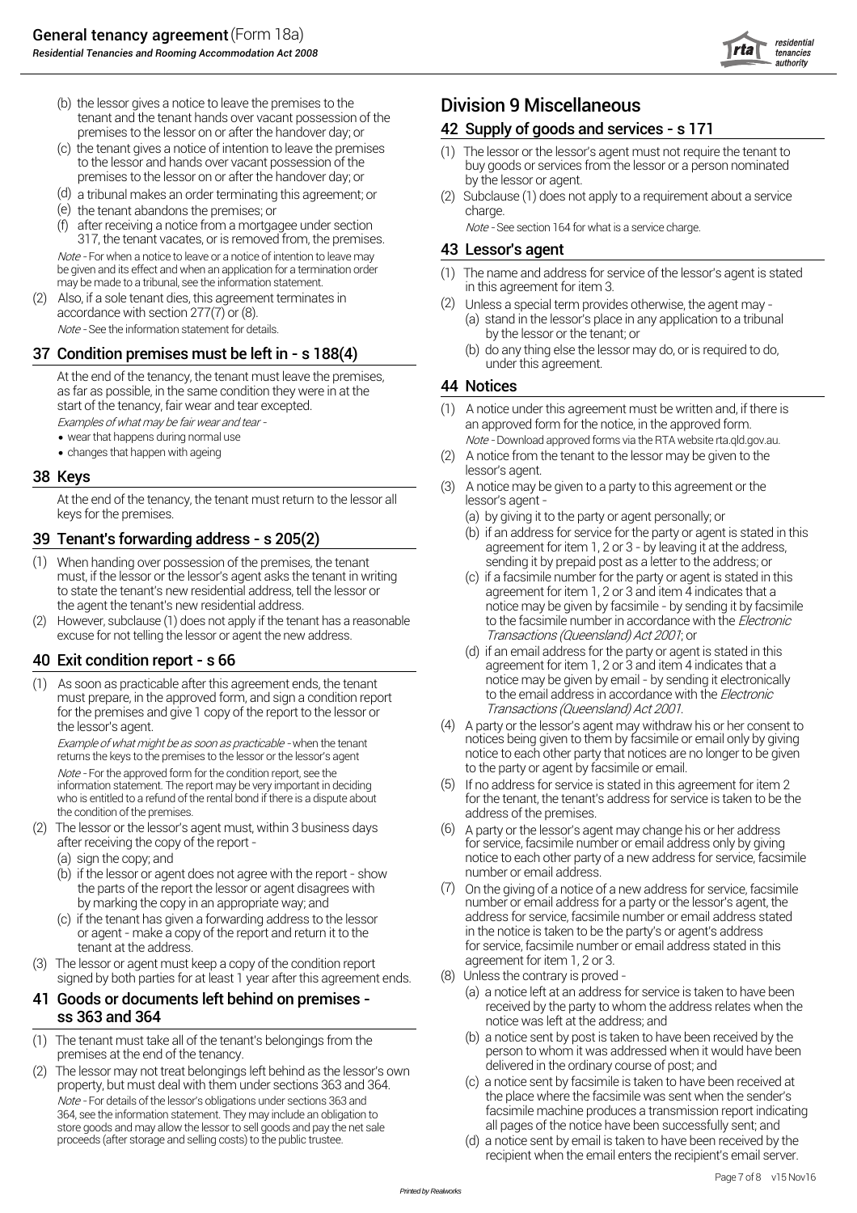(b) the lessor gives a notice to leave the premises to the tenant and the tenant hands over vacant possession of the premises to the lessor on or after the handover day; or

(c) the tenant gives a notice of intention to leave the premises to the lessor and hands over vacant possession of the premises to the lessor on or after the handover day; or

(d) a tribunal makes an order terminating this agreement; or

(e) the tenant abandons the premises; or

(f) after receiving a notice from a mortgagee under section 317, the tenant vacates, or is removed from, the premises.

*Note* - For when a notice to leave or a notice of intention to leave may be given and its effect and when an application for a termination order may be made to a tribunal, see the information statement.

(2) Also, if a sole tenant dies, this agreement terminates in accordance with section 277(7) or (8).

*Note* - See the information statement for details.

## 37 Condition premises must be left in - s 188(4)

At the end of the tenancy, the tenant must leave the premises, as far as possible, in the same condition they were in at the start of the tenancy, fair wear and tear excepted.

*Examples of what may be fair wear and tear -*

- wear that happens during normal use
- changes that happen with ageing

## 38 Keys

At the end of the tenancy, the tenant must return to the lessor all keys for the premises.

## 39 Tenant's forwarding address - s 205(2)

(1) When handing over possession of the premises, the tenant must, if the lessor or the lessor's agent asks the tenant in writing to state the tenant's new residential address, tell the lessor or the agent the tenant's new residential address.

(2) However, subclause (1) does not apply if the tenant has a reasonable excuse for not telling the lessor or agent the new address.

## 40 Exit condition report - s 66

(1) As soon as practicable after this agreement ends, the tenant must prepare, in the approved form, and sign a condition report for the premises and give 1 copy of the report to the lessor or the lessor's agent.

*Example of what might be as soon as practicable* - when the tenant returns the keys to the premises to the lessor or the lessor's agent

*Note* - For the approved form for the condition report, see the information statement. The report may be very important in deciding who is entitled to a refund of the rental bond if there is a dispute about the condition of the premises.

(2) The lessor or the lessor's agent must, within 3 business days after receiving the copy of the report -

(a) sign the copy; and

(b) if the lessor or agent does not agree with the report - show the parts of the report the lessor or agent disagrees with by marking the copy in an appropriate way; and

(c) if the tenant has given a forwarding address to the lessor or agent - make a copy of the report and return it to the tenant at the address.

(3) The lessor or agent must keep a copy of the condition report signed by both parties for at least 1 year after this agreement ends.

## 41 Goods or documents left behind on premises - ss 363 and 364

(1) The tenant must take all of the tenant's belongings from the premises at the end of the tenancy.

(2) The lessor may not treat belongings left behind as the lessor's own property, but must deal with them under sections 363 and 364.

*Note* - For details of the lessor's obligations under sections 363 and 364, see the information statement. They may include an obligation to store goods and may allow the lessor to sell goods and pay the net sale proceeds (after storage and selling costs) to the public trustee.

# Division 9 Miscellaneous

## 42 Supply of goods and services - s 171

(1) The lessor or the lessor's agent must not require the tenant to buy goods or services from the lessor or a person nominated by the lessor or agent.

(2) Subclause (1) does not apply to a requirement about a service charge.

*Note* - See section 164 for what is a service charge.

## 43 Lessor's agent

(1) The name and address for service of the lessor's agent is stated in this agreement for item 3.

(2) Unless a special term provides otherwise, the agent may -

(a) stand in the lessor's place in any application to a tribunal by the lessor or the tenant; or

(b) do any thing else the lessor may do, or is required to do, under this agreement.

## 44 Notices

(1) A notice under this agreement must be written and, if there is an approved form for the notice, in the approved form.

*Note* - Download approved forms via the RTA website rta.qld.gov.au.

(2) A notice from the tenant to the lessor may be given to the lessor's agent.

(3) A notice may be given to a party to this agreement or the lessor's agent -

(a) by giving it to the party or agent personally; or

(b) if an address for service for the party or agent is stated in this agreement for item 1, 2 or 3 - by leaving it at the address, sending it by prepaid post as a letter to the address; or

(c) if a facsimile number for the party or agent is stated in this agreement for item 1, 2 or 3 and item 4 indicates that a notice may be given by facsimile - by sending it by facsimile to the facsimile number in accordance with the *Electronic Transactions (Queensland) Act 2001*; or

(d) if an email address for the party or agent is stated in this agreement for item 1, 2 or 3 and item 4 indicates that a notice may be given by email - by sending it electronically to the email address in accordance with the *Electronic Transactions (Queensland) Act 2001*.

(4) A party or the lessor's agent may withdraw his or her consent to notices being given to them by facsimile or email only by giving notice to each other party that notices are no longer to be given to the party or agent by facsimile or email.

(5) If no address for service is stated in this agreement for item 2 for the tenant, the tenant's address for service is taken to be the address of the premises.

(6) A party or the lessor's agent may change his or her address for service, facsimile number or email address only by giving notice to each other party of a new address for service, facsimile number or email address.

(7) On the giving of a notice of a new address for service, facsimile number or email address for a party or the lessor's agent, the address for service, facsimile number or email address stated in the notice is taken to be the party's or agent's address for service, facsimile number or email address stated in this agreement for item 1, 2 or 3.

(8) Unless the contrary is proved -

(a) a notice left at an address for service is taken to have been received by the party to whom the address relates when the notice was left at the address; and

(b) a notice sent by post is taken to have been received by the person to whom it was addressed when it would have been delivered in the ordinary course of post; and

(c) a notice sent by facsimile is taken to have been received at the place where the facsimile was sent when the sender's facsimile machine produces a transmission report indicating all pages of the notice have been successfully sent; and

(d) a notice sent by email is taken to have been received by the recipient when the email enters the recipient's email server.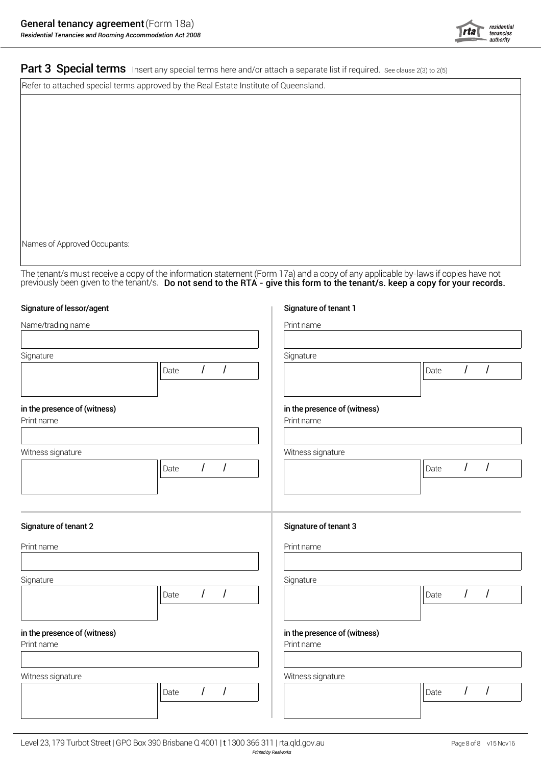## Part 3 Special terms

Insert any special terms here and/or attach a separate list if required. See clause 2(3) to 2(5)

Refer to attached special terms approved by the Real Estate Institute of Queensland.

Names of Approved Occupants:

The tenant/s must receive a copy of the information statement (Form 17a) and a copy of any applicable by-laws if copies have not previously been given to the tenant/s. **Do not send to the RTA - give this form to the tenant/s. keep a copy for your records.**

**Signature of lessor/agent**

Name/trading name

Signature

Date / /

**in the presence of (witness)**

Print name

Witness signature

Date / /

**Signature of tenant 1**

Print name

Signature

Date / /

**in the presence of (witness)**

Print name

Witness signature

Date / /

**Signature of tenant 2**

Print name

Signature

Date / /

**in the presence of (witness)**

Print name

Witness signature

Date / /

**Signature of tenant 3**

Print name

Signature

Date / /

**in the presence of (witness)**

Print name

Witness signature

Date / /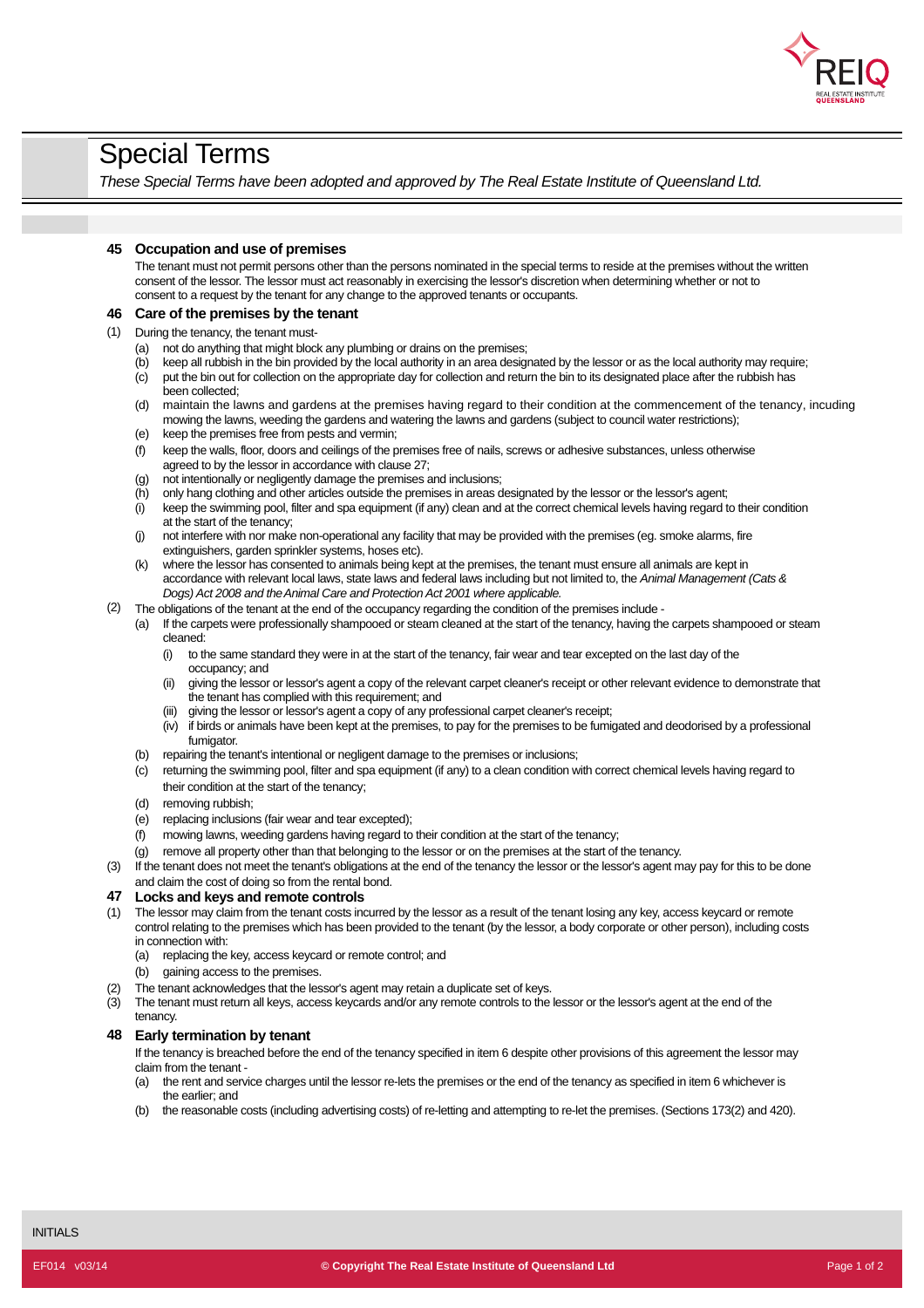# Special Terms

*These Special Terms have been adopted and approved by The Real Estate Institute of Queensland Ltd.*

## 45 Occupation and use of premises

The tenant must not permit persons other than the persons nominated in the special terms to reside at the premises without the written consent of the lessor. The lessor must act reasonably in exercising the lessor's discretion when determining whether or not to consent to a request by the tenant for any change to the approved tenants or occupants.

## 46 Care of the premises by the tenant

(1) During the tenancy, the tenant must-

- (a) not do anything that might block any plumbing or drains on the premises;
- (b) keep all rubbish in the bin provided by the local authority in an area designated by the lessor or as the local authority may require;
- (c) put the bin out for collection on the appropriate day for collection and return the bin to its designated place after the rubbish has been collected;
- (d) maintain the lawns and gardens at the premises having regard to their condition at the commencement of the tenancy, incuding mowing the lawns, weeding the gardens and watering the lawns and gardens (subject to council water restrictions);
- (e) keep the premises free from pests and vermin;
- (f) keep the walls, floor, doors and ceilings of the premises free of nails, screws or adhesive substances, unless otherwise agreed to by the lessor in accordance with clause 27;
- (g) not intentionally or negligently damage the premises and inclusions;
- (h) only hang clothing and other articles outside the premises in areas designated by the lessor or the lessor's agent;
- (i) keep the swimming pool, filter and spa equipment (if any) clean and at the correct chemical levels having regard to their condition at the start of the tenancy;
- (j) not interfere with nor make non-operational any facility that may be provided with the premises (eg. smoke alarms, fire extinguishers, garden sprinkler systems, hoses etc).
- (k) where the lessor has consented to animals being kept at the premises, the tenant must ensure all animals are kept in accordance with relevant local laws, state laws and federal laws including but not limited to, the *Animal Management (Cats & Dogs) Act 2008 and the Animal Care and Protection Act 2001 where applicable.*

(2) The obligations of the tenant at the end of the occupancy regarding the condition of the premises include -

- (a) If the carpets were professionally shampooed or steam cleaned at the start of the tenancy, having the carpets shampooed or steam cleaned:
  - (i) to the same standard they were in at the start of the tenancy, fair wear and tear excepted on the last day of the occupancy; and
  - (ii) giving the lessor or lessor's agent a copy of the relevant carpet cleaner's receipt or other relevant evidence to demonstrate that the tenant has complied with this requirement; and
  - (iii) giving the lessor or lessor's agent a copy of any professional carpet cleaner's receipt;
  - (iv) if birds or animals have been kept at the premises, to pay for the premises to be fumigated and deodorised by a professional fumigator.
- (b) repairing the tenant's intentional or negligent damage to the premises or inclusions;
- (c) returning the swimming pool, filter and spa equipment (if any) to a clean condition with correct chemical levels having regard to their condition at the start of the tenancy;
- (d) removing rubbish;
- (e) replacing inclusions (fair wear and tear excepted);
- (f) mowing lawns, weeding gardens having regard to their condition at the start of the tenancy;
- (g) remove all property other than that belonging to the lessor or on the premises at the start of the tenancy.

(3) If the tenant does not meet the tenant's obligations at the end of the tenancy the lessor or the lessor's agent may pay for this to be done and claim the cost of doing so from the rental bond.

## 47 Locks and keys and remote controls

(1) The lessor may claim from the tenant costs incurred by the lessor as a result of the tenant losing any key, access keycard or remote control relating to the premises which has been provided to the tenant (by the lessor, a body corporate or other person), including costs in connection with:

- (a) replacing the key, access keycard or remote control; and
- (b) gaining access to the premises.

(2) The tenant acknowledges that the lessor's agent may retain a duplicate set of keys.

(3) The tenant must return all keys, access keycards and/or any remote controls to the lessor or the lessor's agent at the end of the tenancy.

## 48 Early termination by tenant

If the tenancy is breached before the end of the tenancy specified in item 6 despite other provisions of this agreement the lessor may claim from the tenant -

- (a) the rent and service charges until the lessor re-lets the premises or the end of the tenancy as specified in item 6 whichever is the earlier; and
- (b) the reasonable costs (including advertising costs) of re-letting and attempting to re-let the premises. (Sections 173(2) and 420).

INITIALS

EF014 v03/14 © Copyright The Real Estate Institute of Queensland Ltd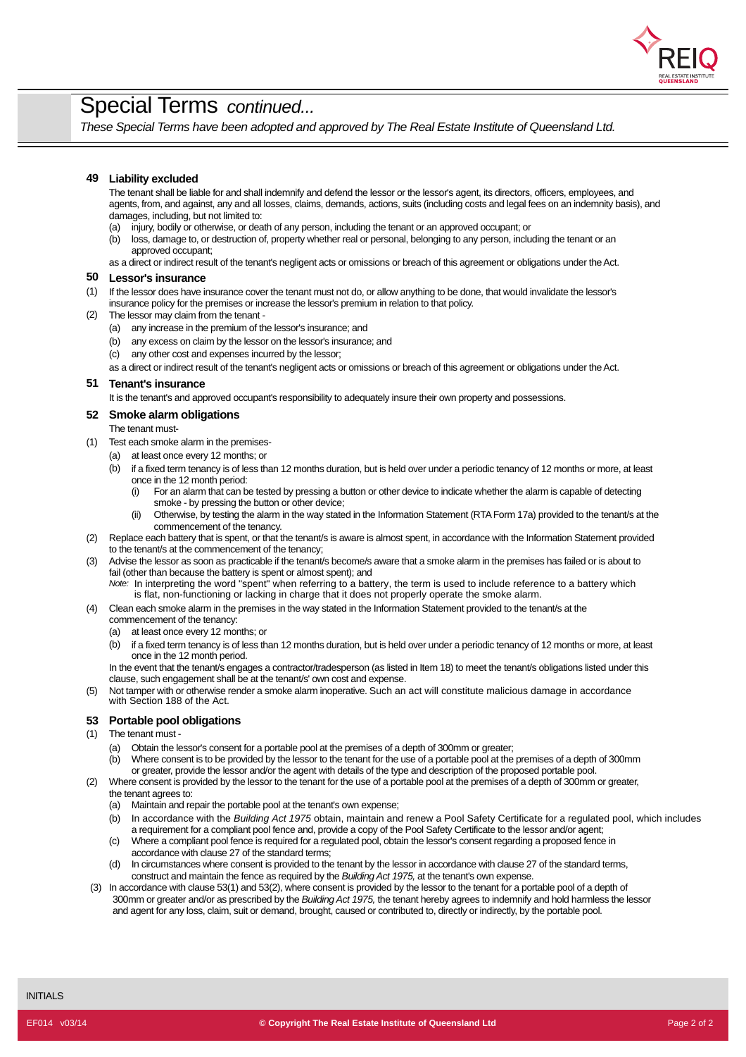# Special Terms *continued...*

*These Special Terms have been adopted and approved by The Real Estate Institute of Queensland Ltd.*

## 49 Liability excluded

The tenant shall be liable for and shall indemnify and defend the lessor or the lessor's agent, its directors, officers, employees, and agents, from, and against, any and all losses, claims, demands, actions, suits (including costs and legal fees on an indemnity basis), and damages, including, but not limited to:

(a) injury, bodily or otherwise, or death of any person, including the tenant or an approved occupant; or

(b) loss, damage to, or destruction of, property whether real or personal, belonging to any person, including the tenant or an approved occupant;

as a direct or indirect result of the tenant's negligent acts or omissions or breach of this agreement or obligations under the Act.

## 50 Lessor's insurance

(1) If the lessor does have insurance cover the tenant must not do, or allow anything to be done, that would invalidate the lessor's insurance policy for the premises or increase the lessor's premium in relation to that policy.

(2) The lessor may claim from the tenant -

(a) any increase in the premium of the lessor's insurance; and

(b) any excess on claim by the lessor on the lessor's insurance; and

(c) any other cost and expenses incurred by the lessor;

as a direct or indirect result of the tenant's negligent acts or omissions or breach of this agreement or obligations under the Act.

## 51 Tenant's insurance

It is the tenant's and approved occupant's responsibility to adequately insure their own property and possessions.

## 52 Smoke alarm obligations

The tenant must-

(1) Test each smoke alarm in the premises-

(a) at least once every 12 months; or

(b) if a fixed term tenancy is of less than 12 months duration, but is held over under a periodic tenancy of 12 months or more, at least once in the 12 month period:

(i) For an alarm that can be tested by pressing a button or other device to indicate whether the alarm is capable of detecting smoke - by pressing the button or other device;

(ii) Otherwise, by testing the alarm in the way stated in the Information Statement (RTA Form 17a) provided to the tenant/s at the commencement of the tenancy.

(2) Replace each battery that is spent, or that the tenant/s is aware is almost spent, in accordance with the Information Statement provided to the tenant/s at the commencement of the tenancy;

(3) Advise the lessor as soon as practicable if the tenant/s become/s aware that a smoke alarm in the premises has failed or is about to fail (other than because the battery is spent or almost spent); and

*Note:* In interpreting the word "spent" when referring to a battery, the term is used to include reference to a battery which is flat, non-functioning or lacking in charge that it does not properly operate the smoke alarm.

(4) Clean each smoke alarm in the premises in the way stated in the Information Statement provided to the tenant/s at the commencement of the tenancy:

(a) at least once every 12 months; or

(b) if a fixed term tenancy is of less than 12 months duration, but is held over under a periodic tenancy of 12 months or more, at least once in the 12 month period.

In the event that the tenant/s engages a contractor/tradesperson (as listed in Item 18) to meet the tenant/s obligations listed under this clause, such engagement shall be at the tenant/s' own cost and expense.

(5) Not tamper with or otherwise render a smoke alarm inoperative. Such an act will constitute malicious damage in accordance with Section 188 of the Act.

## 53 Portable pool obligations

(1) The tenant must -

(a) Obtain the lessor's consent for a portable pool at the premises of a depth of 300mm or greater;

(b) Where consent is to be provided by the lessor to the tenant for the use of a portable pool at the premises of a depth of 300mm or greater, provide the lessor and/or the agent with details of the type and description of the proposed portable pool.

(2) Where consent is provided by the lessor to the tenant for the use of a portable pool at the premises of a depth of 300mm or greater, the tenant agrees to:

(a) Maintain and repair the portable pool at the tenant's own expense;

(b) In accordance with the *Building Act 1975* obtain, maintain and renew a Pool Safety Certificate for a regulated pool, which includes a requirement for a compliant pool fence and, provide a copy of the Pool Safety Certificate to the lessor and/or agent;

(c) Where a compliant pool fence is required for a regulated pool, obtain the lessor's consent regarding a proposed fence in accordance with clause 27 of the standard terms;

(d) In circumstances where consent is provided to the tenant by the lessor in accordance with clause 27 of the standard terms, construct and maintain the fence as required by the *Building Act 1975,* at the tenant's own expense.

(3) In accordance with clause 53(1) and 53(2), where consent is provided by the lessor to the tenant for a portable pool of a depth of 300mm or greater and/or as prescribed by the *Building Act 1975,* the tenant hereby agrees to indemnify and hold harmless the lessor and agent for any loss, claim, suit or demand, brought, caused or contributed to, directly or indirectly, by the portable pool.

INITIALS

EF014 v03/14 © Copyright The Real Estate Institute of Queensland Ltd